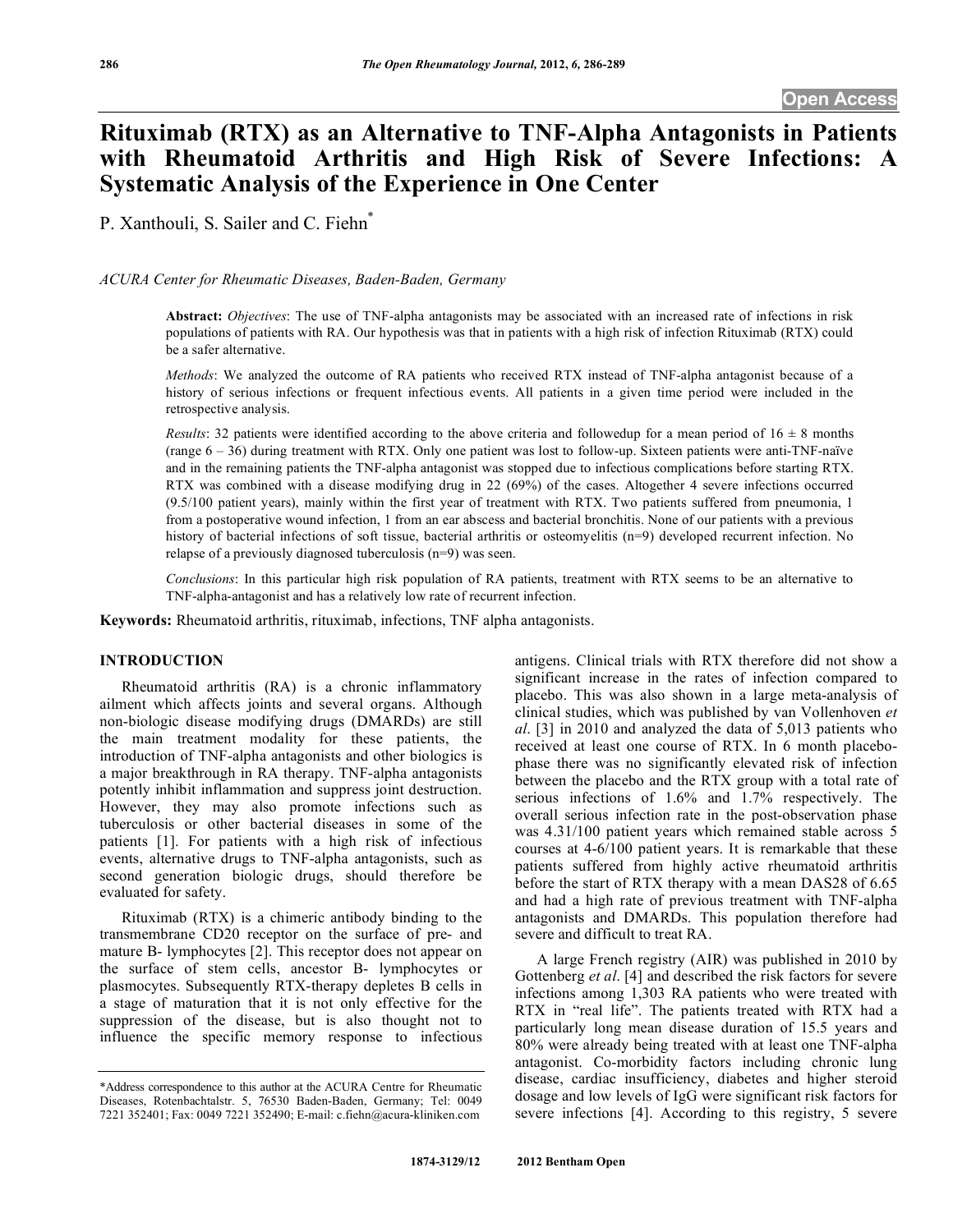# Rituximab (RTX) as an Alternative to TNF-Alpha Antagonists in Patients with Rheumatoid Arthritis and High Risk of Severe Infections: A Systematic Analysis of the Experience in One Center

P. Xanthouli, S. Sailer and C. Fiehn*

*ACURA Center for Rheumatic Diseases, Baden-Baden, Germany*

**Abstract:** *Objectives*: The use of TNF-alpha antagonists may be associated with an increased rate of infections in risk populations of patients with RA. Our hypothesis was that in patients with a high risk of infection Rituximab (RTX) could be a safer alternative.

*Methods*: We analyzed the outcome of RA patients who received RTX instead of TNF-alpha antagonist because of a history of serious infections or frequent infectious events. All patients in a given time period were included in the retrospective analysis.

*Results*: 32 patients were identified according to the above criteria and followedup for a mean period of 16 ± 8 months (range 6 – 36) during treatment with RTX. Only one patient was lost to follow-up. Sixteen patients were anti-TNF-naïve and in the remaining patients the TNF-alpha antagonist was stopped due to infectious complications before starting RTX. RTX was combined with a disease modifying drug in 22 (69%) of the cases. Altogether 4 severe infections occurred (9.5/100 patient years), mainly within the first year of treatment with RTX. Two patients suffered from pneumonia, 1 from a postoperative wound infection, 1 from an ear abscess and bacterial bronchitis. None of our patients with a previous history of bacterial infections of soft tissue, bacterial arthritis or osteomyelitis (n=9) developed recurrent infection. No relapse of a previously diagnosed tuberculosis (n=9) was seen.

*Conclusions*: In this particular high risk population of RA patients, treatment with RTX seems to be an alternative to TNF-alpha-antagonist and has a relatively low rate of recurrent infection.

**Keywords:** Rheumatoid arthritis, rituximab, infections, TNF alpha antagonists.

## INTRODUCTION

Rheumatoid arthritis (RA) is a chronic inflammatory ailment which affects joints and several organs. Although non-biologic disease modifying drugs (DMARDs) are still the main treatment modality for these patients, the introduction of TNF-alpha antagonists and other biologics is a major breakthrough in RA therapy. TNF-alpha antagonists potently inhibit inflammation and suppress joint destruction. However, they may also promote infections such as tuberculosis or other bacterial diseases in some of the patients [1]. For patients with a high risk of infectious events, alternative drugs to TNF-alpha antagonists, such as second generation biologic drugs, should therefore be evaluated for safety.

Rituximab (RTX) is a chimeric antibody binding to the transmembrane CD20 receptor on the surface of pre- and mature B- lymphocytes [2]. This receptor does not appear on the surface of stem cells, ancestor B- lymphocytes or plasmocytes. Subsequently RTX-therapy depletes B cells in a stage of maturation that it is not only effective for the suppression of the disease, but is also thought not to influence the specific memory response to infectious antigens. Clinical trials with RTX therefore did not show a significant increase in the rates of infection compared to placebo. This was also shown in a large meta-analysis of clinical studies, which was published by van Vollenhoven *et al*. [3] in 2010 and analyzed the data of 5,013 patients who received at least one course of RTX. In 6 month placebo-phase there was no significantly elevated risk of infection between the placebo and the RTX group with a total rate of serious infections of 1.6% and 1.7% respectively. The overall serious infection rate in the post-observation phase was 4.31/100 patient years which remained stable across 5 courses at 4-6/100 patient years. It is remarkable that these patients suffered from highly active rheumatoid arthritis before the start of RTX therapy with a mean DAS28 of 6.65 and had a high rate of previous treatment with TNF-alpha antagonists and DMARDs. This population therefore had severe and difficult to treat RA.

A large French registry (AIR) was published in 2010 by Gottenberg *et al*. [4] and described the risk factors for severe infections among 1,303 RA patients who were treated with RTX in "real life". The patients treated with RTX had a particularly long mean disease duration of 15.5 years and 80% were already being treated with at least one TNF-alpha antagonist. Co-morbidity factors including chronic lung disease, cardiac insufficiency, diabetes and higher steroid dosage and low levels of IgG were significant risk factors for severe infections [4]. According to this registry, 5 severe

*Address correspondence to this author at the ACURA Centre for Rheumatic Diseases, Rotenbachtalstr. 5, 76530 Baden-Baden, Germany; Tel: 0049 7221 352401; Fax: 0049 7221 352490; E-mail: c.fiehn@acura-kliniken.com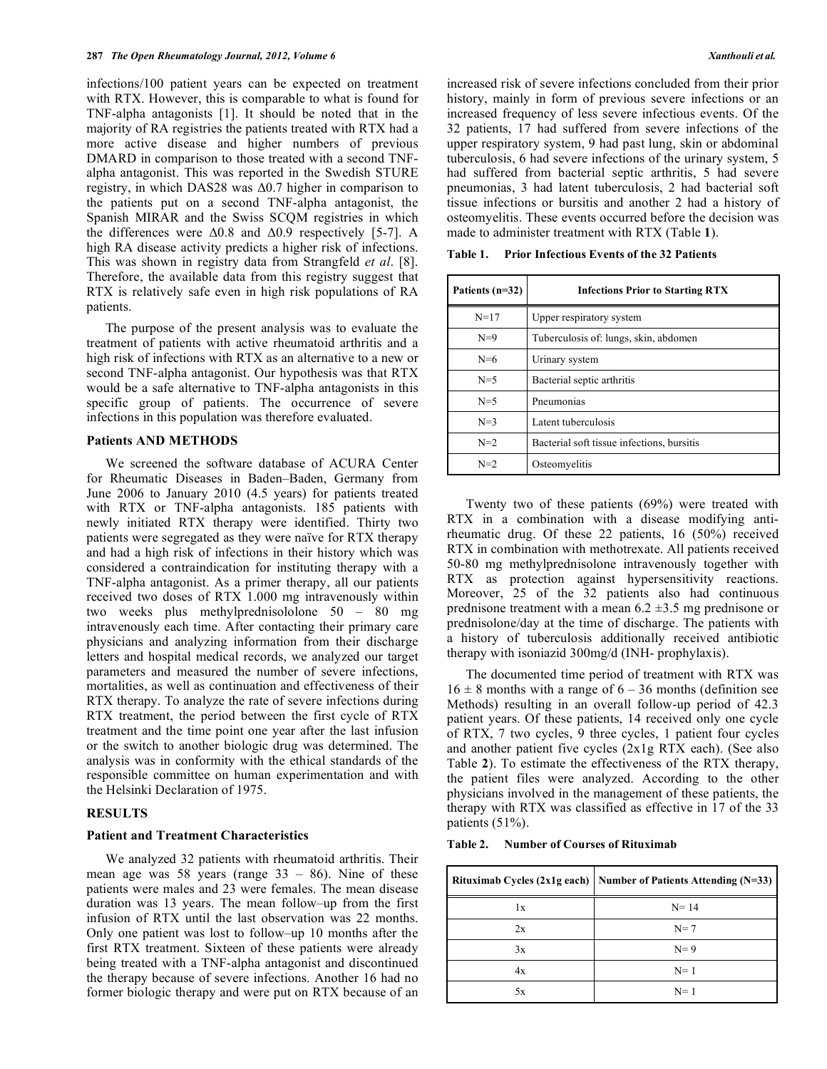infections/100 patient years can be expected on treatment with RTX. However, this is comparable to what is found for TNF-alpha antagonists [1]. It should be noted that in the majority of RA registries the patients treated with RTX had a more active disease and higher numbers of previous DMARD in comparison to those treated with a second TNF-alpha antagonist. This was reported in the Swedish STURE registry, in which DAS28 was Δ0.7 higher in comparison to the patients put on a second TNF-alpha antagonist, the Spanish MIRAR and the Swiss SCQM registries in which the differences were Δ0.8 and Δ0.9 respectively [5-7]. A high RA disease activity predicts a higher risk of infections. This was shown in registry data from Strangfeld *et al*. [8]. Therefore, the available data from this registry suggest that RTX is relatively safe even in high risk populations of RA patients.

The purpose of the present analysis was to evaluate the treatment of patients with active rheumatoid arthritis and a high risk of infections with RTX as an alternative to a new or second TNF-alpha antagonist. Our hypothesis was that RTX would be a safe alternative to TNF-alpha antagonists in this specific group of patients. The occurrence of severe infections in this population was therefore evaluated.

## Patients AND METHODS

We screened the software database of ACURA Center for Rheumatic Diseases in Baden–Baden, Germany from June 2006 to January 2010 (4.5 years) for patients treated with RTX or TNF-alpha antagonists. 185 patients with newly initiated RTX therapy were identified. Thirty two patients were segregated as they were naïve for RTX therapy and had a high risk of infections in their history which was considered a contraindication for instituting therapy with a TNF-alpha antagonist. As a primer therapy, all our patients received two doses of RTX 1.000 mg intravenously within two weeks plus methylprednisololone 50 – 80 mg intravenously each time. After contacting their primary care physicians and analyzing information from their discharge letters and hospital medical records, we analyzed our target parameters and measured the number of severe infections, mortalities, as well as continuation and effectiveness of their RTX therapy. To analyze the rate of severe infections during RTX treatment, the period between the first cycle of RTX treatment and the time point one year after the last infusion or the switch to another biologic drug was determined. The analysis was in conformity with the ethical standards of the responsible committee on human experimentation and with the Helsinki Declaration of 1975.

## RESULTS

### Patient and Treatment Characteristics

We analyzed 32 patients with rheumatoid arthritis. Their mean age was 58 years (range 33 – 86). Nine of these patients were males and 23 were females. The mean disease duration was 13 years. The mean follow–up from the first infusion of RTX until the last observation was 22 months. Only one patient was lost to follow–up 10 months after the first RTX treatment. Sixteen of these patients were already being treated with a TNF-alpha antagonist and discontinued the therapy because of severe infections. Another 16 had no former biologic therapy and were put on RTX because of an increased risk of severe infections concluded from their prior history, mainly in form of previous severe infections or an increased frequency of less severe infectious events. Of the 32 patients, 17 had suffered from severe infections of the upper respiratory system, 9 had past lung, skin or abdominal tuberculosis, 6 had severe infections of the urinary system, 5 had suffered from bacterial septic arthritis, 5 had severe pneumonias, 3 had latent tuberculosis, 2 had bacterial soft tissue infections or bursitis and another 2 had a history of osteomyelitis. These events occurred before the decision was made to administer treatment with RTX (Table **1**).

**Table 1. Prior Infectious Events of the 32 Patients**

| Patients (n=32) | Infections Prior to Starting RTX |
|---|---|
| N=17 | Upper respiratory system |
| N=9 | Tuberculosis of: lungs, skin, abdomen |
| N=6 | Urinary system |
| N=5 | Bacterial septic arthritis |
| N=5 | Pneumonias |
| N=3 | Latent tuberculosis |
| N=2 | Bacterial soft tissue infections, bursitis |
| N=2 | Osteomyelitis |

Twenty two of these patients (69%) were treated with RTX in a combination with a disease modifying anti-rheumatic drug. Of these 22 patients, 16 (50%) received RTX in combination with methotrexate. All patients received 50-80 mg methylprednisolone intravenously together with RTX as protection against hypersensitivity reactions. Moreover, 25 of the 32 patients also had continuous prednisone treatment with a mean 6.2 ±3.5 mg prednisone or prednisolone/day at the time of discharge. The patients with a history of tuberculosis additionally received antibiotic therapy with isoniazid 300mg/d (INH- prophylaxis).

The documented time period of treatment with RTX was 16 ± 8 months with a range of 6 – 36 months (definition see Methods) resulting in an overall follow-up period of 42.3 patient years. Of these patients, 14 received only one cycle of RTX, 7 two cycles, 9 three cycles, 1 patient four cycles and another patient five cycles (2x1g RTX each). (See also Table **2**). To estimate the effectiveness of the RTX therapy, the patient files were analyzed. According to the other physicians involved in the management of these patients, the therapy with RTX was classified as effective in 17 of the 33 patients (51%).

**Table 2. Number of Courses of Rituximab**

| Rituximab Cycles (2x1g each) | Number of Patients Attending (N=33) |
|---|---|
| 1x | N= 14 |
| 2x | N= 7 |
| 3x | N= 9 |
| 4x | N= 1 |
| 5x | N= 1 |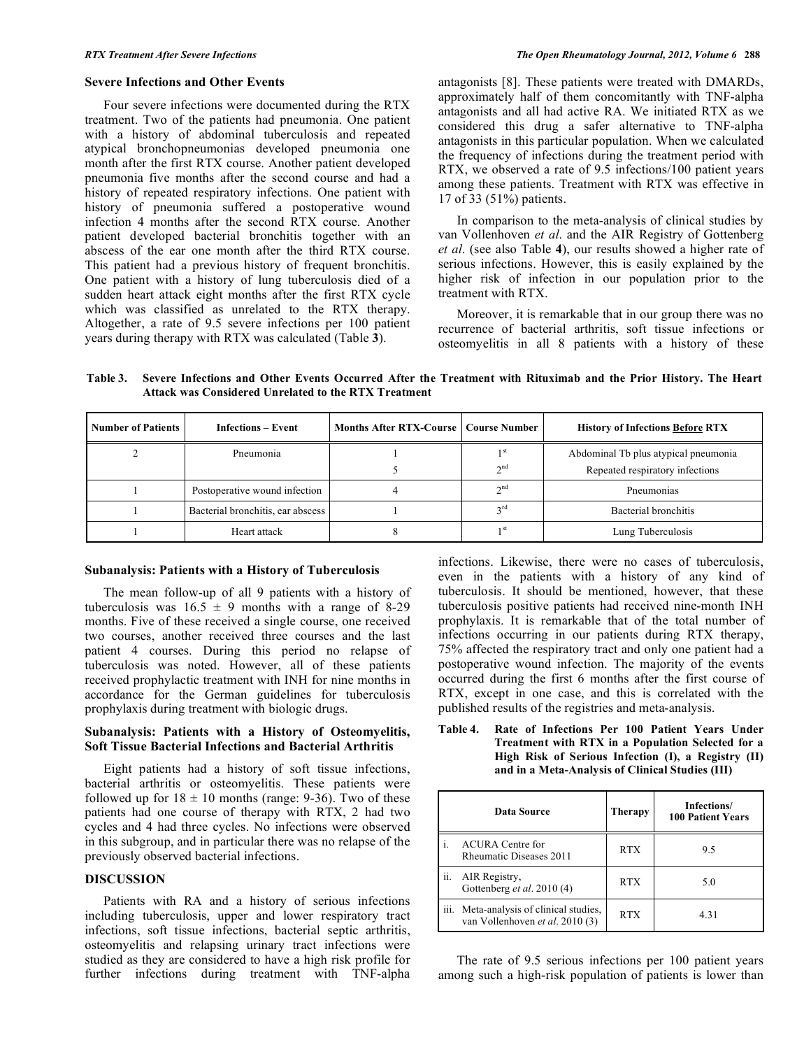**Severe Infections and Other Events**

Four severe infections were documented during the RTX treatment. Two of the patients had pneumonia. One patient with a history of abdominal tuberculosis and repeated atypical bronchopneumonias developed pneumonia one month after the first RTX course. Another patient developed pneumonia five months after the second course and had a history of repeated respiratory infections. One patient with history of pneumonia suffered a postoperative wound infection 4 months after the second RTX course. Another patient developed bacterial bronchitis together with an abscess of the ear one month after the third RTX course. This patient had a previous history of frequent bronchitis. One patient with a history of lung tuberculosis died of a sudden heart attack eight months after the first RTX cycle which was classified as unrelated to the RTX therapy. Altogether, a rate of 9.5 severe infections per 100 patient years during therapy with RTX was calculated (Table **3**).

**Table 3. Severe Infections and Other Events Occurred After the Treatment with Rituximab and the Prior History. The Heart Attack was Considered Unrelated to the RTX Treatment**

| Number of Patients | Infections – Event | Months After RTX-Course | Course Number | History of Infections Before RTX |
|---|---|---|---|---|
| 2 | Pneumonia | 1 | 1st | Abdominal Tb plus atypical pneumonia |
| | | 5 | 2nd | Repeated respiratory infections |
| 1 | Postoperative wound infection | 4 | 2nd | Pneumonias |
| 1 | Bacterial bronchitis, ear abscess | 1 | 3rd | Bacterial bronchitis |
| 1 | Heart attack | 8 | 1st | Lung Tuberculosis |

**Subanalysis: Patients with a History of Tuberculosis**

The mean follow-up of all 9 patients with a history of tuberculosis was $16.5 \pm 9$ months with a range of 8-29 months. Five of these received a single course, one received two courses, another received three courses and the last patient 4 courses. During this period no relapse of tuberculosis was noted. However, all of these patients received prophylactic treatment with INH for nine months in accordance for the German guidelines for tuberculosis prophylaxis during treatment with biologic drugs.

**Subanalysis: Patients with a History of Osteomyelitis, Soft Tissue Bacterial Infections and Bacterial Arthritis**

Eight patients had a history of soft tissue infections, bacterial arthritis or osteomyelitis. These patients were followed up for $18 \pm 10$ months (range: 9-36). Two of these patients had one course of therapy with RTX, 2 had two cycles and 4 had three cycles. No infections were observed in this subgroup, and in particular there was no relapse of the previously observed bacterial infections.

## DISCUSSION

Patients with RA and a history of serious infections including tuberculosis, upper and lower respiratory tract infections, soft tissue infections, bacterial septic arthritis, osteomyelitis and relapsing urinary tract infections were studied as they are considered to have a high risk profile for further infections during treatment with TNF-alpha antagonists [8]. These patients were treated with DMARDs, approximately half of them concomitantly with TNF-alpha antagonists and all had active RA. We initiated RTX as we considered this drug a safer alternative to TNF-alpha antagonists in this particular population. When we calculated the frequency of infections during the treatment period with RTX, we observed a rate of 9.5 infections/100 patient years among these patients. Treatment with RTX was effective in 17 of 33 (51%) patients.

In comparison to the meta-analysis of clinical studies by van Vollenhoven *et al*. and the AIR Registry of Gottenberg *et al*. (see also Table **4**), our results showed a higher rate of serious infections. However, this is easily explained by the higher risk of infection in our population prior to the treatment with RTX.

Moreover, it is remarkable that in our group there was no recurrence of bacterial arthritis, soft tissue infections or osteomyelitis in all 8 patients with a history of these infections. Likewise, there were no cases of tuberculosis, even in the patients with a history of any kind of tuberculosis. It should be mentioned, however, that these tuberculosis positive patients had received nine-month INH prophylaxis. It is remarkable that of the total number of infections occurring in our patients during RTX therapy, 75% affected the respiratory tract and only one patient had a postoperative wound infection. The majority of the events occurred during the first 6 months after the first course of RTX, except in one case, and this is correlated with the published results of the registries and meta-analysis.

**Table 4. Rate of Infections Per 100 Patient Years Under Treatment with RTX in a Population Selected for a High Risk of Serious Infection (I), a Registry (II) and in a Meta-Analysis of Clinical Studies (III)**

| Data Source | Therapy | Infections/ 100 Patient Years |
|---|---|---|
| i. ACURA Centre for Rheumatic Diseases 2011 | RTX | 9.5 |
| ii. AIR Registry, Gottenberg *et al*. 2010 (4) | RTX | 5.0 |
| iii. Meta-analysis of clinical studies, van Vollenhoven *et al*. 2010 (3) | RTX | 4.31 |

The rate of 9.5 serious infections per 100 patient years among such a high-risk population of patients is lower than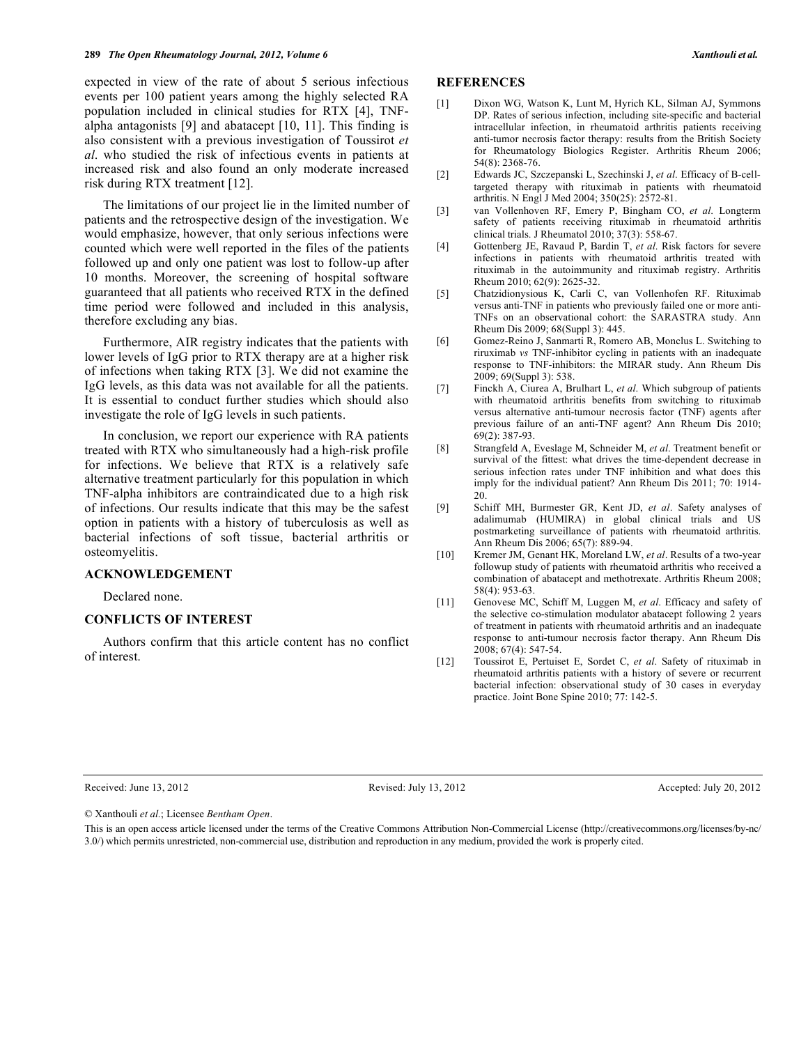expected in view of the rate of about 5 serious infectious events per 100 patient years among the highly selected RA population included in clinical studies for RTX [4], TNF-alpha antagonists [9] and abatacept [10, 11]. This finding is also consistent with a previous investigation of Toussirot *et al*. who studied the risk of infectious events in patients at increased risk and also found an only moderate increased risk during RTX treatment [12].

The limitations of our project lie in the limited number of patients and the retrospective design of the investigation. We would emphasize, however, that only serious infections were counted which were well reported in the files of the patients followed up and only one patient was lost to follow-up after 10 months. Moreover, the screening of hospital software guaranteed that all patients who received RTX in the defined time period were followed and included in this analysis, therefore excluding any bias.

Furthermore, AIR registry indicates that the patients with lower levels of IgG prior to RTX therapy are at a higher risk of infections when taking RTX [3]. We did not examine the IgG levels, as this data was not available for all the patients. It is essential to conduct further studies which should also investigate the role of IgG levels in such patients.

In conclusion, we report our experience with RA patients treated with RTX who simultaneously had a high-risk profile for infections. We believe that RTX is a relatively safe alternative treatment particularly for this population in which TNF-alpha inhibitors are contraindicated due to a high risk of infections. Our results indicate that this may be the safest option in patients with a history of tuberculosis as well as bacterial infections of soft tissue, bacterial arthritis or osteomyelitis.

## ACKNOWLEDGEMENT

Declared none.

## CONFLICTS OF INTEREST

Authors confirm that this article content has no conflict of interest.

## REFERENCES

[1] Dixon WG, Watson K, Lunt M, Hyrich KL, Silman AJ, Symmons DP. Rates of serious infection, including site-specific and bacterial intracellular infection, in rheumatoid arthritis patients receiving anti-tumor necrosis factor therapy: results from the British Society for Rheumatology Biologics Register. Arthritis Rheum 2006; 54(8): 2368-76.

[2] Edwards JC, Szczepanski L, Szechinski J, *et al*. Efficacy of B-cell-targeted therapy with rituximab in patients with rheumatoid arthritis. N Engl J Med 2004; 350(25): 2572-81.

[3] van Vollenhoven RF, Emery P, Bingham CO, *et al*. Longterm safety of patients receiving rituximab in rheumatoid arthritis clinical trials. J Rheumatol 2010; 37(3): 558-67.

[4] Gottenberg JE, Ravaud P, Bardin T, *et al*. Risk factors for severe infections in patients with rheumatoid arthritis treated with rituximab in the autoimmunity and rituximab registry. Arthritis Rheum 2010; 62(9): 2625-32.

[5] Chatzidionysious K, Carli C, van Vollenhofen RF. Rituximab versus anti-TNF in patients who previously failed one or more anti-TNFs on an observational cohort: the SARASTRA study. Ann Rheum Dis 2009; 68(Suppl 3): 445.

[6] Gomez-Reino J, Sanmarti R, Romero AB, Monclus L. Switching to riruximab *vs* TNF-inhibitor cycling in patients with an inadequate response to TNF-inhibitors: the MIRAR study. Ann Rheum Dis 2009; 69(Suppl 3): 538.

[7] Finckh A, Ciurea A, Brulhart L, *et al*. Which subgroup of patients with rheumatoid arthritis benefits from switching to rituximab versus alternative anti-tumour necrosis factor (TNF) agents after previous failure of an anti-TNF agent? Ann Rheum Dis 2010; 69(2): 387-93.

[8] Strangfeld A, Eveslage M, Schneider M, *et al*. Treatment benefit or survival of the fittest: what drives the time-dependent decrease in serious infection rates under TNF inhibition and what does this imply for the individual patient? Ann Rheum Dis 2011; 70: 1914-20.

[9] Schiff MH, Burmester GR, Kent JD, *et al*. Safety analyses of adalimumab (HUMIRA) in global clinical trials and US postmarketing surveillance of patients with rheumatoid arthritis. Ann Rheum Dis 2006; 65(7): 889-94.

[10] Kremer JM, Genant HK, Moreland LW, *et al*. Results of a two-year followup study of patients with rheumatoid arthritis who received a combination of abatacept and methotrexate. Arthritis Rheum 2008; 58(4): 953-63.

[11] Genovese MC, Schiff M, Luggen M, *et al*. Efficacy and safety of the selective co-stimulation modulator abatacept following 2 years of treatment in patients with rheumatoid arthritis and an inadequate response to anti-tumour necrosis factor therapy. Ann Rheum Dis 2008; 67(4): 547-54.

[12] Toussirot E, Pertuiset E, Sordet C, *et al*. Safety of rituximab in rheumatoid arthritis patients with a history of severe or recurrent bacterial infection: observational study of 30 cases in everyday practice. Joint Bone Spine 2010; 77: 142-5.

Received: June 13, 2012 Revised: July 13, 2012 Accepted: July 20, 2012

© Xanthouli *et al*.; Licensee *Bentham Open*.

This is an open access article licensed under the terms of the Creative Commons Attribution Non-Commercial License (http://creativecommons.org/licenses/by-nc/3.0/) which permits unrestricted, non-commercial use, distribution and reproduction in any medium, provided the work is properly cited.